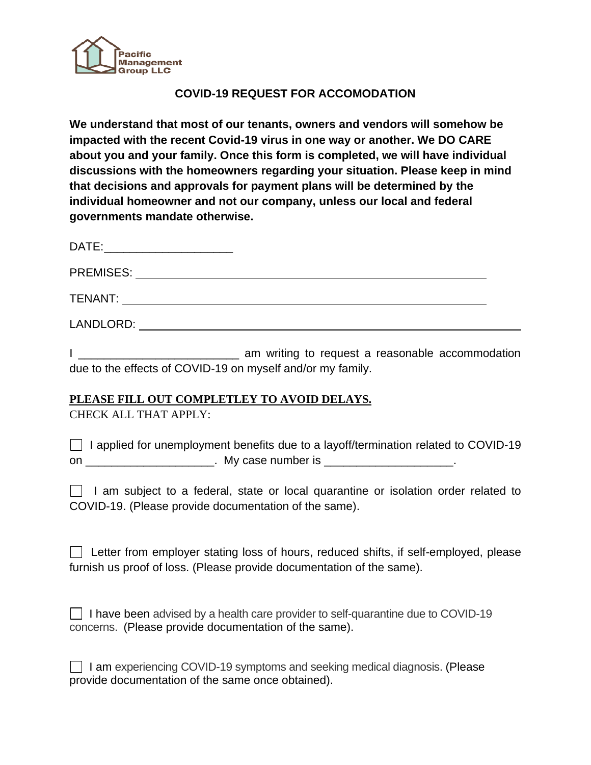Pacific Management Group LLC

## COVID-19 REQUEST FOR ACCOMODATION

**We understand that most of our tenants, owners and vendors will somehow be impacted with the recent Covid-19 virus in one way or another. We DO CARE about you and your family. Once this form is completed, we will have individual discussions with the homeowners regarding your situation. Please keep in mind that decisions and approvals for payment plans will be determined by the individual homeowner and not our company, unless our local and federal governments mandate otherwise.**

DATE:____________________

PREMISES: ____________________________________________________________

TENANT: ______________________________________________________________

LANDLORD: ____________________________________________________________

I _________________________ am writing to request a reasonable accommodation due to the effects of COVID-19 on myself and/or my family.

**PLEASE FILL OUT COMPLETLEY TO AVOID DELAYS.**

CHECK ALL THAT APPLY:

☐ I applied for unemployment benefits due to a layoff/termination related to COVID-19 on ____________________. My case number is ____________________.

☐ I am subject to a federal, state or local quarantine or isolation order related to COVID-19. (Please provide documentation of the same).

☐ Letter from employer stating loss of hours, reduced shifts, if self-employed, please furnish us proof of loss. (Please provide documentation of the same).

☐ I have been advised by a health care provider to self-quarantine due to COVID-19 concerns. (Please provide documentation of the same).

☐ I am experiencing COVID-19 symptoms and seeking medical diagnosis. (Please provide documentation of the same once obtained).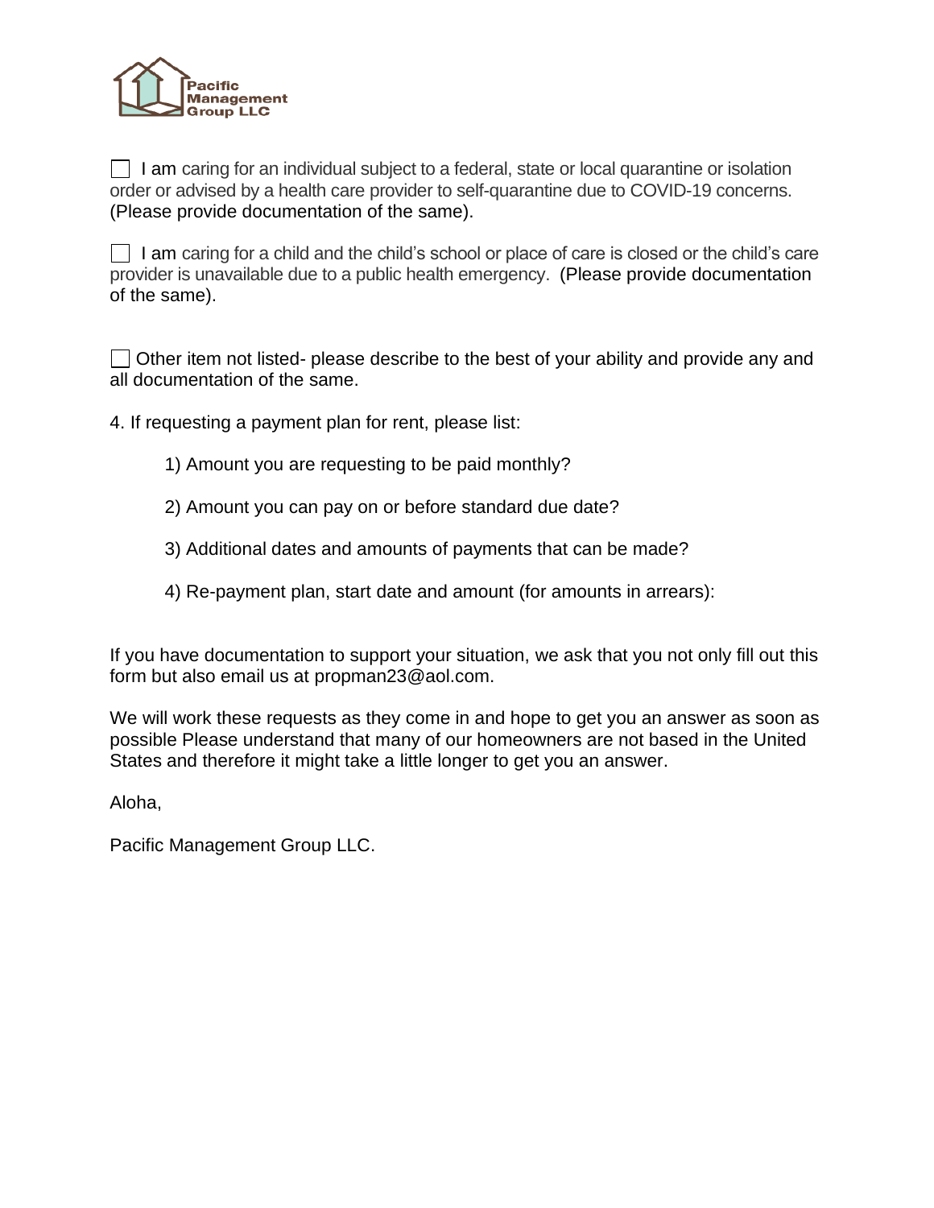☐ I am caring for an individual subject to a federal, state or local quarantine or isolation order or advised by a health care provider to self-quarantine due to COVID-19 concerns. (Please provide documentation of the same).

☐ I am caring for a child and the child's school or place of care is closed or the child's care provider is unavailable due to a public health emergency. (Please provide documentation of the same).

☐ Other item not listed- please describe to the best of your ability and provide any and all documentation of the same.

4. If requesting a payment plan for rent, please list:

    1) Amount you are requesting to be paid monthly?

    2) Amount you can pay on or before standard due date?

    3) Additional dates and amounts of payments that can be made?

    4) Re-payment plan, start date and amount (for amounts in arrears):

If you have documentation to support your situation, we ask that you not only fill out this form but also email us at propman23@aol.com.

We will work these requests as they come in and hope to get you an answer as soon as possible Please understand that many of our homeowners are not based in the United States and therefore it might take a little longer to get you an answer.

Aloha,

Pacific Management Group LLC.